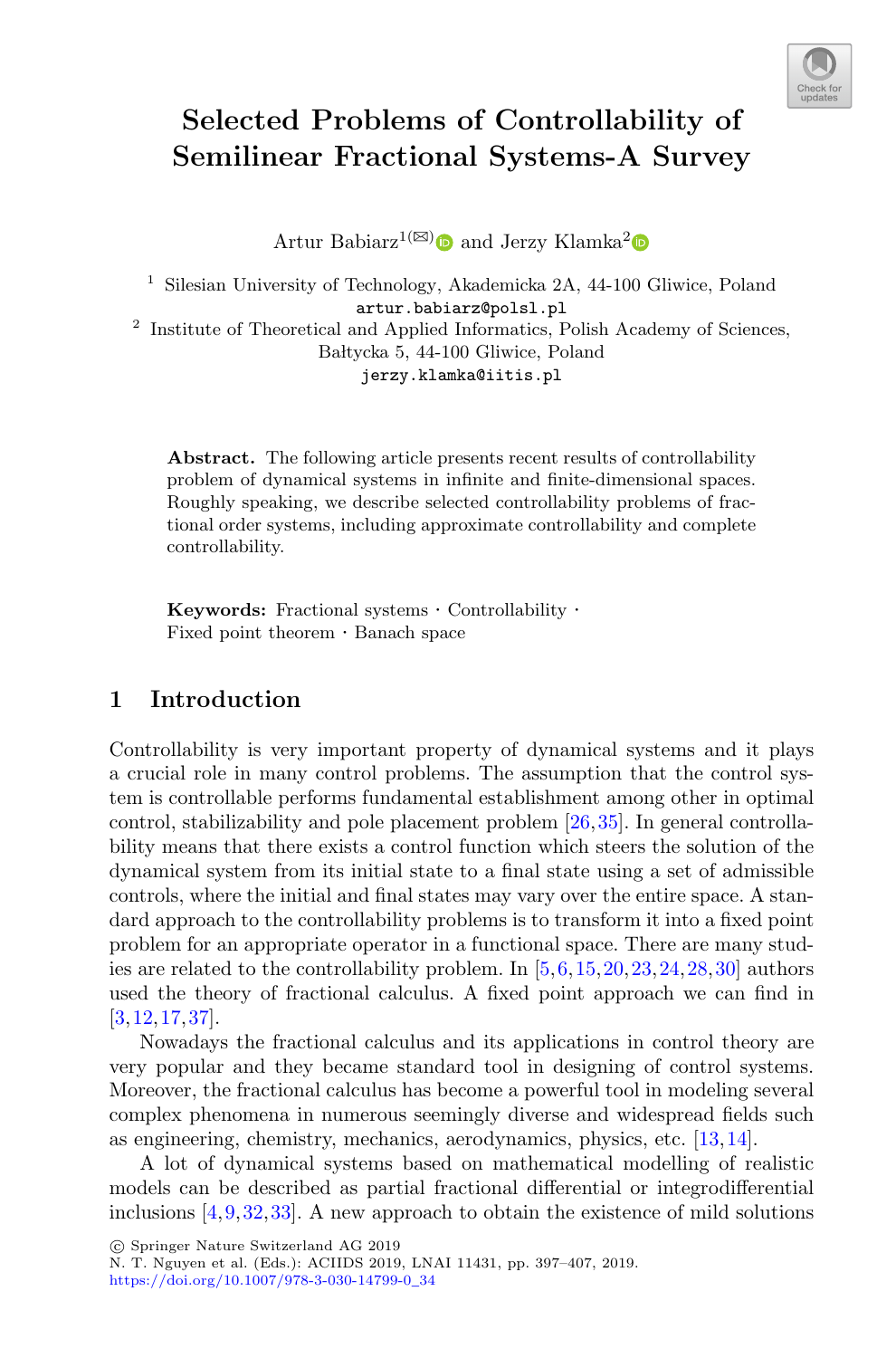# Selected Problems of Controllability of Semilinear Fractional Systems-A Survey

Artur Babiarz[1](✉) and Jerzy Klamka[2]

[1] Silesian University of Technology, Akademicka 2A, 44-100 Gliwice, Poland
artur.babiarz@polsl.pl

[2] Institute of Theoretical and Applied Informatics, Polish Academy of Sciences, Bałtycka 5, 44-100 Gliwice, Poland
jerzy.klamka@iitis.pl

**Abstract.** The following article presents recent results of controllability problem of dynamical systems in infinite and finite-dimensional spaces. Roughly speaking, we describe selected controllability problems of fractional order systems, including approximate controllability and complete controllability.

**Keywords:** Fractional systems · Controllability · Fixed point theorem · Banach space

## 1 Introduction

Controllability is very important property of dynamical systems and it plays a crucial role in many control problems. The assumption that the control system is controllable performs fundamental establishment among other in optimal control, stabilizability and pole placement problem [26,35]. In general controllability means that there exists a control function which steers the solution of the dynamical system from its initial state to a final state using a set of admissible controls, where the initial and final states may vary over the entire space. A standard approach to the controllability problems is to transform it into a fixed point problem for an appropriate operator in a functional space. There are many studies are related to the controllability problem. In [5,6,15,20,23,24,28,30] authors used the theory of fractional calculus. A fixed point approach we can find in [3,12,17,37].

Nowadays the fractional calculus and its applications in control theory are very popular and they became standard tool in designing of control systems. Moreover, the fractional calculus has become a powerful tool in modeling several complex phenomena in numerous seemingly diverse and widespread fields such as engineering, chemistry, mechanics, aerodynamics, physics, etc. [13,14].

A lot of dynamical systems based on mathematical modelling of realistic models can be described as partial fractional differential or integrodifferential inclusions [4,9,32,33]. A new approach to obtain the existence of mild solutions

© Springer Nature Switzerland AG 2019
N. T. Nguyen et al. (Eds.): ACIIDS 2019, LNAI 11431, pp. 397–407, 2019.
https://doi.org/10.1007/978-3-030-14799-0_34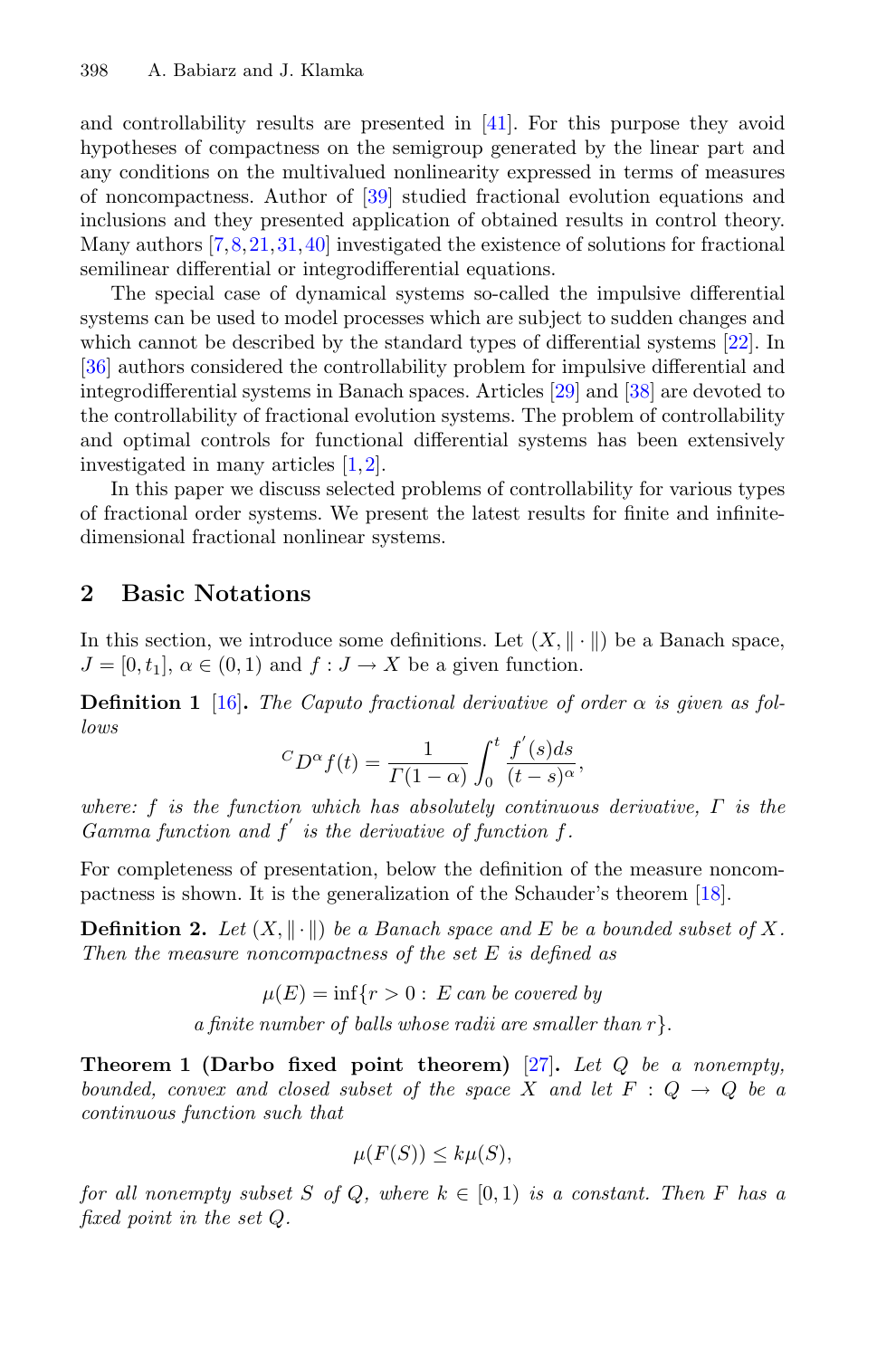and controllability results are presented in [41]. For this purpose they avoid hypotheses of compactness on the semigroup generated by the linear part and any conditions on the multivalued nonlinearity expressed in terms of measures of noncompactness. Author of [39] studied fractional evolution equations and inclusions and they presented application of obtained results in control theory. Many authors [7,8,21,31,40] investigated the existence of solutions for fractional semilinear differential or integrodifferential equations.

The special case of dynamical systems so-called the impulsive differential systems can be used to model processes which are subject to sudden changes and which cannot be described by the standard types of differential systems [22]. In [36] authors considered the controllability problem for impulsive differential and integrodifferential systems in Banach spaces. Articles [29] and [38] are devoted to the controllability of fractional evolution systems. The problem of controllability and optimal controls for functional differential systems has been extensively investigated in many articles [1,2].

In this paper we discuss selected problems of controllability for various types of fractional order systems. We present the latest results for finite and infinite-dimensional fractional nonlinear systems.

## 2 Basic Notations

In this section, we introduce some definitions. Let $(X, \|\cdot\|)$ be a Banach space, $J = [0, t_1]$, $\alpha \in (0, 1)$ and $f : J \to X$ be a given function.

**Definition 1** [16]**.** *The Caputo fractional derivative of order $\alpha$ is given as follows*

$$^{C}D^{\alpha} f(t) = \frac{1}{\Gamma(1-\alpha)} \int_0^t \frac{f^{'}(s)ds}{(t-s)^{\alpha}},$$

*where: $f$ is the function which has absolutely continuous derivative, $\Gamma$ is the Gamma function and $f^{'}$ is the derivative of function $f$.*

For completeness of presentation, below the definition of the measure noncompactness is shown. It is the generalization of the Schauder's theorem [18].

**Definition 2.** *Let $(X, \|\cdot\|)$ be a Banach space and $E$ be a bounded subset of $X$. Then the measure noncompactness of the set $E$ is defined as*

$$\mu(E) = \inf\{r > 0 : E \textit{ can be covered by } \textit{a finite number of balls whose radii are smaller than } r\}.$$

**Theorem 1 (Darbo fixed point theorem)** [27]**.** *Let $Q$ be a nonempty, bounded, convex and closed subset of the space $X$ and let $F : Q \to Q$ be a continuous function such that*

$$\mu(F(S)) \leq k\mu(S),$$

*for all nonempty subset $S$ of $Q$, where $k \in [0, 1)$ is a constant. Then $F$ has a fixed point in the set $Q$.*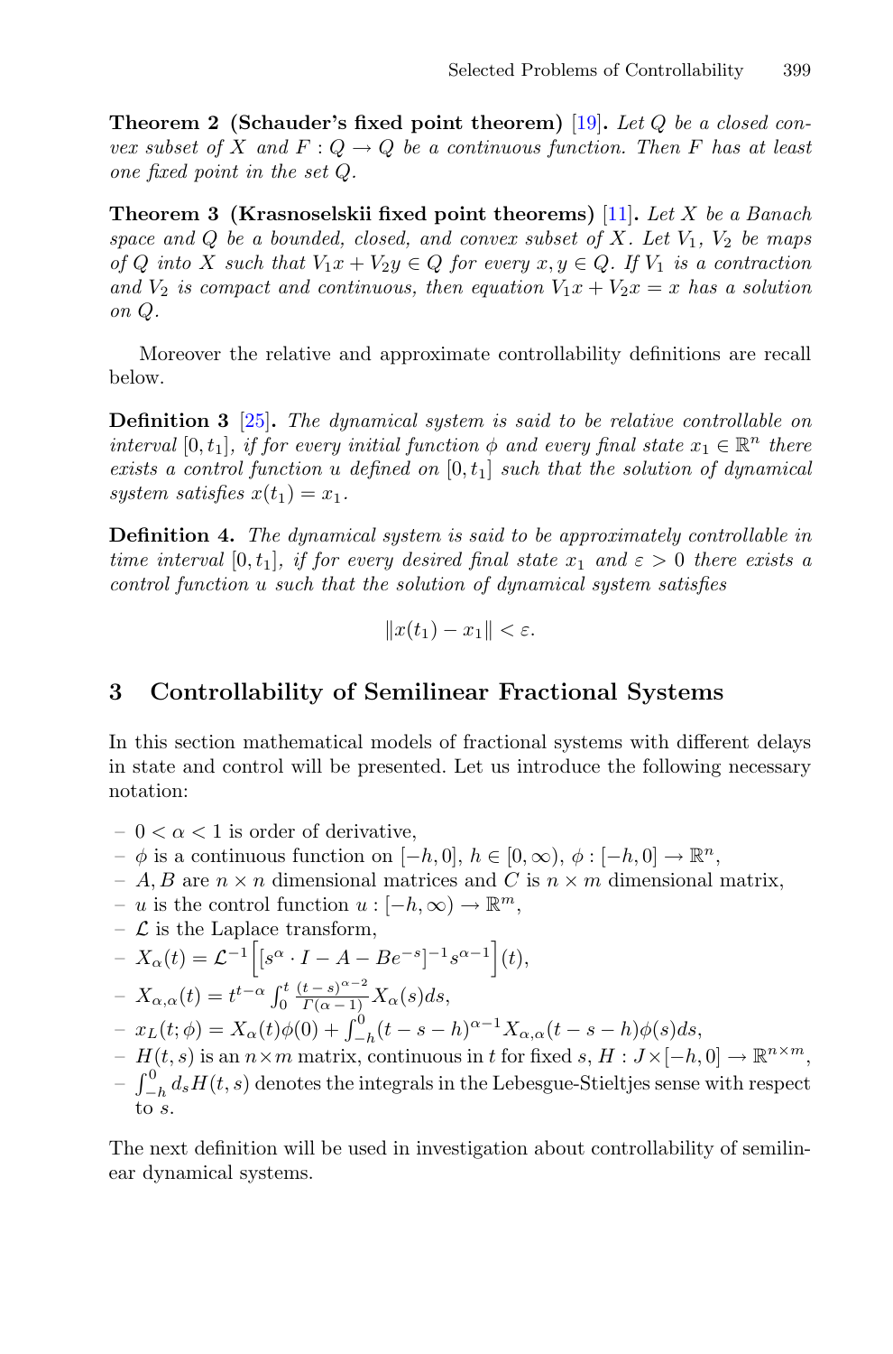**Theorem 2 (Schauder's fixed point theorem)** [19]**.** *Let $Q$ be a closed convex subset of $X$ and $F : Q \to Q$ be a continuous function. Then $F$ has at least one fixed point in the set $Q$.*

**Theorem 3 (Krasnoselskii fixed point theorems)** [11]**.** *Let $X$ be a Banach space and $Q$ be a bounded, closed, and convex subset of $X$. Let $V_1$, $V_2$ be maps of $Q$ into $X$ such that $V_1 x + V_2 y \in Q$ for every $x, y \in Q$. If $V_1$ is a contraction and $V_2$ is compact and continuous, then equation $V_1 x + V_2 x = x$ has a solution on $Q$.*

Moreover the relative and approximate controllability definitions are recall below.

**Definition 3** [25]**.** *The dynamical system is said to be relative controllable on interval $[0, t_1]$, if for every initial function $\phi$ and every final state $x_1 \in \mathbb{R}^n$ there exists a control function $u$ defined on $[0, t_1]$ such that the solution of dynamical system satisfies $x(t_1) = x_1$.*

**Definition 4.** *The dynamical system is said to be approximately controllable in time interval $[0, t_1]$, if for every desired final state $x_1$ and $\varepsilon > 0$ there exists a control function $u$ such that the solution of dynamical system satisfies*

$$\|x(t_1) - x_1\| < \varepsilon.$$

## 3 Controllability of Semilinear Fractional Systems

In this section mathematical models of fractional systems with different delays in state and control will be presented. Let us introduce the following necessary notation:

- $0 < \alpha < 1$ is order of derivative,
- $\phi$ is a continuous function on $[-h, 0]$, $h \in [0, \infty)$, $\phi : [-h, 0] \to \mathbb{R}^n$,
- $A, B$ are $n \times n$ dimensional matrices and $C$ is $n \times m$ dimensional matrix,
- $u$ is the control function $u : [-h, \infty) \to \mathbb{R}^m$,
- $\mathcal{L}$ is the Laplace transform,
- $X_\alpha(t) = \mathcal{L}^{-1}\Big[[s^\alpha \cdot I - A - Be^{-s}]^{-1} s^{\alpha - 1}\Big](t)$,
- $X_{\alpha,\alpha}(t) = t^{t-\alpha} \int_0^t \frac{(t-s)^{\alpha-2}}{\Gamma(\alpha - 1)} X_\alpha(s) ds$,
- $x_L(t; \phi) = X_\alpha(t)\phi(0) + \int_{-h}^0 (t - s - h)^{\alpha-1} X_{\alpha,\alpha}(t - s - h)\phi(s) ds$,
- $H(t, s)$ is an $n \times m$ matrix, continuous in $t$ for fixed $s$, $H : J \times [-h, 0] \to \mathbb{R}^{n\times m}$,
- $\int_{-h}^0 d_s H(t, s)$ denotes the integrals in the Lebesgue-Stieltjes sense with respect to $s$.

The next definition will be used in investigation about controllability of semilinear dynamical systems.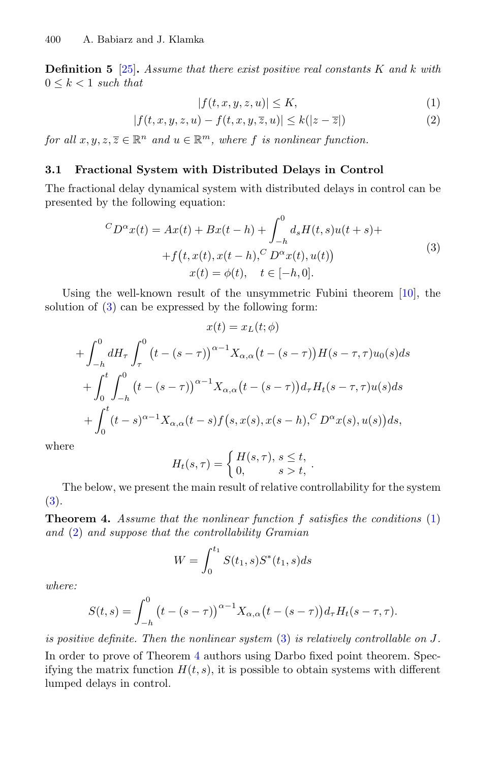**Definition 5** [25]**.** *Assume that there exist positive real constants $K$ and $k$ with $0 \leq k < 1$ such that*

$$|f(t,x,y,z,u)| \leq K, \tag{1}$$

$$|f(t,x,y,z,u) - f(t,x,y,\overline{z},u)| \leq k(|z-\overline{z}|) \tag{2}$$

*for all $x, y, z, \overline{z} \in \mathbb{R}^n$ and $u \in \mathbb{R}^m$, where $f$ is nonlinear function.*

### 3.1 Fractional System with Distributed Delays in Control

The fractional delay dynamical system with distributed delays in control can be presented by the following equation:

$$\begin{aligned} {}^C D^\alpha x(t) = Ax(t) + Bx(t-h) + \int_{-h}^{0} d_s H(t,s) u(t+s) + \\ + f\big(t, x(t), x(t-h), {}^C D^\alpha x(t), u(t)\big) \\ x(t) = \phi(t), \quad t \in [-h, 0]. \end{aligned} \tag{3}$$

Using the well-known result of the unsymmetric Fubini theorem [10], the solution of (3) can be expressed by the following form:

$$\begin{aligned} x(t) &= x_L(t;\phi) \\ &+ \int_{-h}^{0} dH_\tau \int_{\tau}^{0} \big(t-(s-\tau)\big)^{\alpha-1} X_{\alpha,\alpha}\big(t-(s-\tau)\big) H(s-\tau,\tau) u_0(s) ds \\ &+ \int_{0}^{t} \int_{-h}^{0} \big(t-(s-\tau)\big)^{\alpha-1} X_{\alpha,\alpha}\big(t-(s-\tau)\big) d_\tau H_t(s-\tau,\tau) u(s) ds \\ &+ \int_{0}^{t} (t-s)^{\alpha-1} X_{\alpha,\alpha}(t-s) f\big(s, x(s), x(s-h), {}^C D^\alpha x(s), u(s)\big) ds, \end{aligned}$$

where

$$H_t(s,\tau) = \begin{cases} H(s,\tau), & s \leq t, \\ 0, & s > t, \end{cases}.$$

The below, we present the main result of relative controllability for the system (3).

**Theorem 4.** *Assume that the nonlinear function $f$ satisfies the conditions* (1) *and* (2) *and suppose that the controllability Gramian*

$$W = \int_{0}^{t_1} S(t_1, s) S^*(t_1, s) ds$$

*where:*

$$S(t,s) = \int_{-h}^{0} \big(t-(s-\tau)\big)^{\alpha-1} X_{\alpha,\alpha}\big(t-(s-\tau)\big) d_\tau H_t(s-\tau,\tau).$$

*is positive definite. Then the nonlinear system* (3) *is relatively controllable on $J$.*

In order to prove of Theorem 4 authors using Darbo fixed point theorem. Specifying the matrix function $H(t,s)$, it is possible to obtain systems with different lumped delays in control.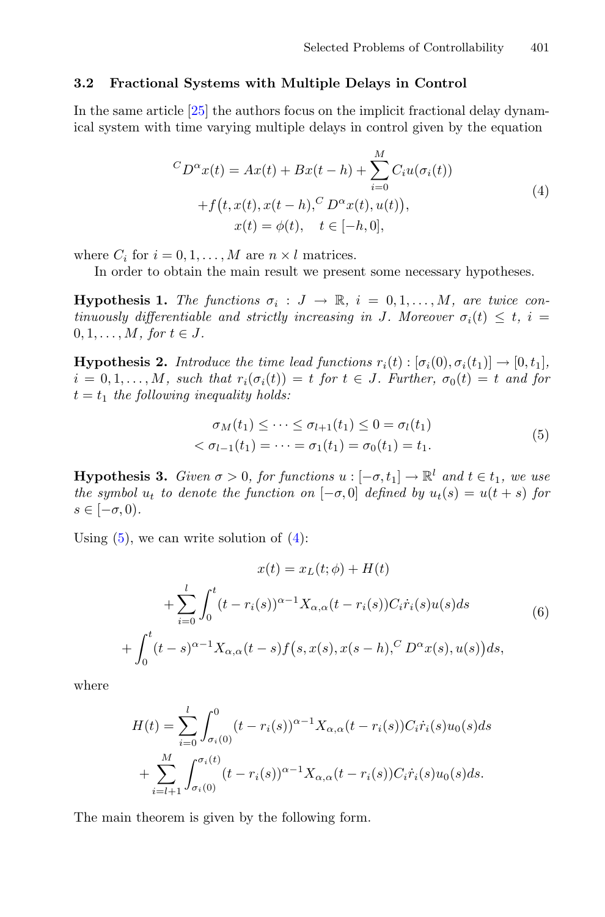### 3.2 Fractional Systems with Multiple Delays in Control

In the same article [25] the authors focus on the implicit fractional delay dynamical system with time varying multiple delays in control given by the equation

$$
\begin{aligned}
{}^{C}D^{\alpha}x(t) &= Ax(t) + Bx(t-h) + \sum_{i=0}^{M} C_i u(\sigma_i(t)) \\
&+ f\big(t, x(t), x(t-h), {}^{C}D^{\alpha}x(t), u(t)\big), \\
x(t) &= \phi(t), \quad t \in [-h, 0],
\end{aligned}
\tag{4}
$$

where $C_i$ for $i = 0, 1, \dots, M$ are $n \times l$ matrices.

In order to obtain the main result we present some necessary hypotheses.

**Hypothesis 1.** *The functions $\sigma_i : J \to \mathbb{R}$, $i = 0, 1, \dots, M$, are twice continuously differentiable and strictly increasing in $J$. Moreover $\sigma_i(t) \le t$, $i = 0, 1, \dots, M$, for $t \in J$.*

**Hypothesis 2.** *Introduce the time lead functions $r_i(t) : [\sigma_i(0), \sigma_i(t_1)] \to [0, t_1]$, $i = 0, 1, \dots, M$, such that $r_i(\sigma_i(t)) = t$ for $t \in J$. Further, $\sigma_0(t) = t$ and for $t = t_1$ the following inequality holds:*

$$
\begin{aligned}
&\sigma_M(t_1) \le \dots \le \sigma_{l+1}(t_1) \le 0 = \sigma_l(t_1) \\
&< \sigma_{l-1}(t_1) = \dots = \sigma_1(t_1) = \sigma_0(t_1) = t_1.
\end{aligned}
\tag{5}
$$

**Hypothesis 3.** *Given $\sigma > 0$, for functions $u : [-\sigma, t_1] \to \mathbb{R}^l$ and $t \in t_1$, we use the symbol $u_t$ to denote the function on $[-\sigma, 0]$ defined by $u_t(s) = u(t+s)$ for $s \in [-\sigma, 0)$.*

Using (5), we can write solution of (4):

$$
\begin{aligned}
x(t) &= x_L(t; \phi) + H(t) \\
&+ \sum_{i=0}^{l} \int_0^t (t - r_i(s))^{\alpha-1} X_{\alpha,\alpha}(t - r_i(s)) C_i \dot{r}_i(s) u(s) ds \\
&+ \int_0^t (t-s)^{\alpha-1} X_{\alpha,\alpha}(t-s) f\big(s, x(s), x(s-h), {}^{C}D^{\alpha}x(s), u(s)\big) ds,
\end{aligned}
\tag{6}
$$

where

$$
\begin{aligned}
H(t) &= \sum_{i=0}^{l} \int_{\sigma_i(0)}^{0} (t - r_i(s))^{\alpha-1} X_{\alpha,\alpha}(t - r_i(s)) C_i \dot{r}_i(s) u_0(s) ds \\
&+ \sum_{i=l+1}^{M} \int_{\sigma_i(0)}^{\sigma_i(t)} (t - r_i(s))^{\alpha-1} X_{\alpha,\alpha}(t - r_i(s)) C_i \dot{r}_i(s) u_0(s) ds.
\end{aligned}
$$

The main theorem is given by the following form.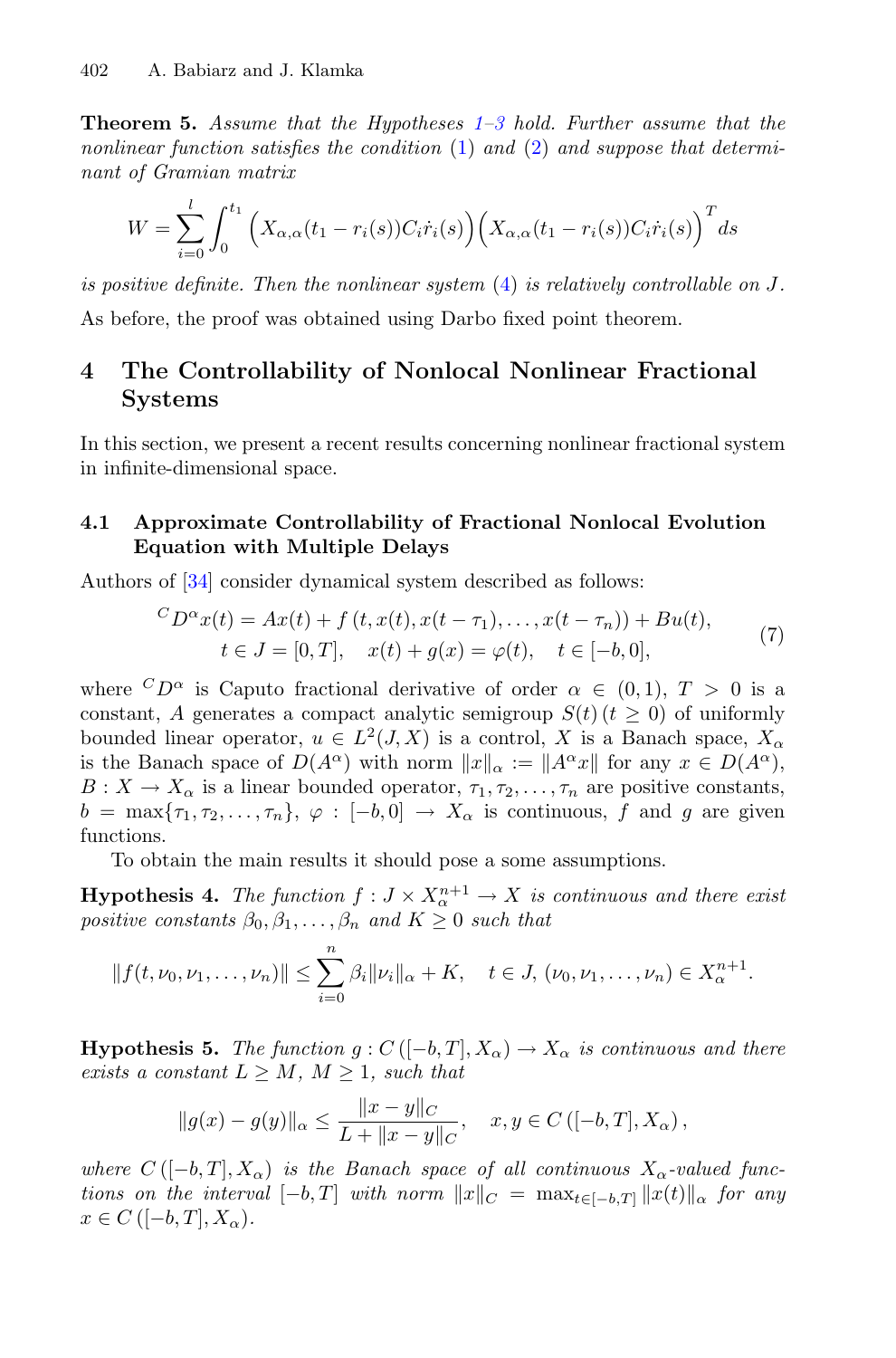**Theorem 5.** *Assume that the Hypotheses 1–3 hold. Further assume that the nonlinear function satisfies the condition* (1) *and* (2) *and suppose that determinant of Gramian matrix*

$$W = \sum_{i=0}^{l} \int_0^{t_1} \Big( X_{\alpha,\alpha}(t_1 - r_i(s)) C_i \dot{r}_i(s) \Big) \Big( X_{\alpha,\alpha}(t_1 - r_i(s)) C_i \dot{r}_i(s) \Big)^T ds$$

*is positive definite. Then the nonlinear system* (4) *is relatively controllable on* $J$.

As before, the proof was obtained using Darbo fixed point theorem.

## 4 The Controllability of Nonlocal Nonlinear Fractional Systems

In this section, we present a recent results concerning nonlinear fractional system in infinite-dimensional space.

### 4.1 Approximate Controllability of Fractional Nonlocal Evolution Equation with Multiple Delays

Authors of [34] consider dynamical system described as follows:

$$\begin{gathered} {}^{C}D^{\alpha} x(t) = Ax(t) + f\left(t, x(t), x(t-\tau_1), \ldots, x(t-\tau_n)\right) + Bu(t), \\ t \in J = [0, T], \quad x(t) + g(x) = \varphi(t), \quad t \in [-b, 0], \end{gathered} \tag{7}$$

where ${}^{C}D^{\alpha}$ is Caputo fractional derivative of order $\alpha \in (0, 1)$, $T > 0$ is a constant, $A$ generates a compact analytic semigroup $S(t)\,(t \geq 0)$ of uniformly bounded linear operator, $u \in L^2(J, X)$ is a control, $X$ is a Banach space, $X_\alpha$ is the Banach space of $D(A^\alpha)$ with norm $\|x\|_\alpha := \|A^\alpha x\|$ for any $x \in D(A^\alpha)$, $B : X \to X_\alpha$ is a linear bounded operator, $\tau_1, \tau_2, \ldots, \tau_n$ are positive constants, $b = \max\{\tau_1, \tau_2, \ldots, \tau_n\}$, $\varphi : [-b, 0] \to X_\alpha$ is continuous, $f$ and $g$ are given functions.

To obtain the main results it should pose a some assumptions.

**Hypothesis 4.** *The function* $f : J \times X_\alpha^{n+1} \to X$ *is continuous and there exist positive constants* $\beta_0, \beta_1, \ldots, \beta_n$ *and* $K \geq 0$ *such that*

$$\|f(t, \nu_0, \nu_1, \ldots, \nu_n)\| \leq \sum_{i=0}^{n} \beta_i \|\nu_i\|_\alpha + K, \quad t \in J, \, (\nu_0, \nu_1, \ldots, \nu_n) \in X_\alpha^{n+1}.$$

**Hypothesis 5.** *The function* $g : C\left([-b, T], X_\alpha\right) \to X_\alpha$ *is continuous and there exists a constant* $L \geq M$, $M \geq 1$, *such that*

$$\|g(x) - g(y)\|_\alpha \leq \frac{\|x - y\|_C}{L + \|x - y\|_C}, \quad x, y \in C\left([-b, T], X_\alpha\right),$$

*where* $C\left([-b, T], X_\alpha\right)$ *is the Banach space of all continuous* $X_\alpha$*-valued functions on the interval* $[-b, T]$ *with norm* $\|x\|_C = \max_{t \in [-b,T]} \|x(t)\|_\alpha$ *for any* $x \in C\left([-b, T], X_\alpha\right)$.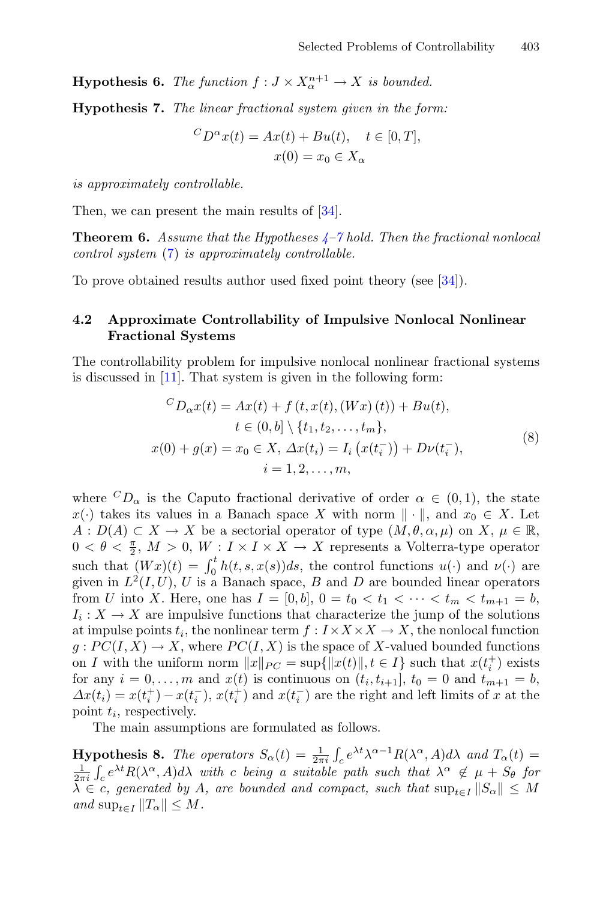**Hypothesis 6.** *The function $f : J \times X_\alpha^{n+1} \to X$ is bounded.*

**Hypothesis 7.** *The linear fractional system given in the form:*

$$
\begin{gathered}
{}^C D^\alpha x(t) = Ax(t) + Bu(t), \quad t \in [0, T], \\
x(0) = x_0 \in X_\alpha
\end{gathered}
$$

*is approximately controllable.*

Then, we can present the main results of [34].

**Theorem 6.** *Assume that the Hypotheses 4–7 hold. Then the fractional nonlocal control system (7) is approximately controllable.*

To prove obtained results author used fixed point theory (see [34]).

### 4.2 Approximate Controllability of Impulsive Nonlocal Nonlinear Fractional Systems

The controllability problem for impulsive nonlocal nonlinear fractional systems is discussed in [11]. That system is given in the following form:

$$
\begin{gathered}
{}^C D_\alpha x(t) = Ax(t) + f\left(t, x(t), (Wx)(t)\right) + Bu(t), \\
t \in (0, b] \setminus \{t_1, t_2, \ldots, t_m\}, \\
x(0) + g(x) = x_0 \in X, \; \Delta x(t_i) = I_i\left(x(t_i^-)\right) + D\nu(t_i^-), \\
i = 1, 2, \ldots, m,
\end{gathered}
\tag{8}
$$

where ${}^C D_\alpha$ is the Caputo fractional derivative of order $\alpha \in (0, 1)$, the state $x(\cdot)$ takes its values in a Banach space $X$ with norm $\| \cdot \|$, and $x_0 \in X$. Let $A : D(A) \subset X \to X$ be a sectorial operator of type $(M, \theta, \alpha, \mu)$ on $X$, $\mu \in \mathbb{R}$, $0 < \theta < \frac{\pi}{2}$, $M > 0$, $W : I \times I \times X \to X$ represents a Volterra-type operator such that $(Wx)(t) = \int_0^t h(t, s, x(s))ds$, the control functions $u(\cdot)$ and $\nu(\cdot)$ are given in $L^2(I, U)$, $U$ is a Banach space, $B$ and $D$ are bounded linear operators from $U$ into $X$. Here, one has $I = [0, b]$, $0 = t_0 < t_1 < \cdots < t_m < t_{m+1} = b$, $I_i : X \to X$ are impulsive functions that characterize the jump of the solutions at impulse points $t_i$, the nonlinear term $f : I \times X \times X \to X$, the nonlocal function $g : PC(I, X) \to X$, where $PC(I, X)$ is the space of $X$-valued bounded functions on $I$ with the uniform norm $\|x\|_{PC} = \sup\{\|x(t)\|, t \in I\}$ such that $x(t_i^+)$ exists for any $i = 0, \ldots, m$ and $x(t)$ is continuous on $(t_i, t_{i+1}]$, $t_0 = 0$ and $t_{m+1} = b$, $\Delta x(t_i) = x(t_i^+) - x(t_i^-)$, $x(t_i^+)$ and $x(t_i^-)$ are the right and left limits of $x$ at the point $t_i$, respectively.

The main assumptions are formulated as follows.

**Hypothesis 8.** *The operators $S_\alpha(t) = \frac{1}{2\pi i} \int_c e^{\lambda t} \lambda^{\alpha - 1} R(\lambda^\alpha, A) d\lambda$ and $T_\alpha(t) = \frac{1}{2\pi i} \int_c e^{\lambda t} R(\lambda^\alpha, A) d\lambda$ with $c$ being a suitable path such that $\lambda^\alpha \notin \mu + S_\theta$ for $\lambda \in c$, generated by $A$, are bounded and compact, such that $\sup_{t \in I} \|S_\alpha\| \leq M$ and $\sup_{t \in I} \|T_\alpha\| \leq M$.*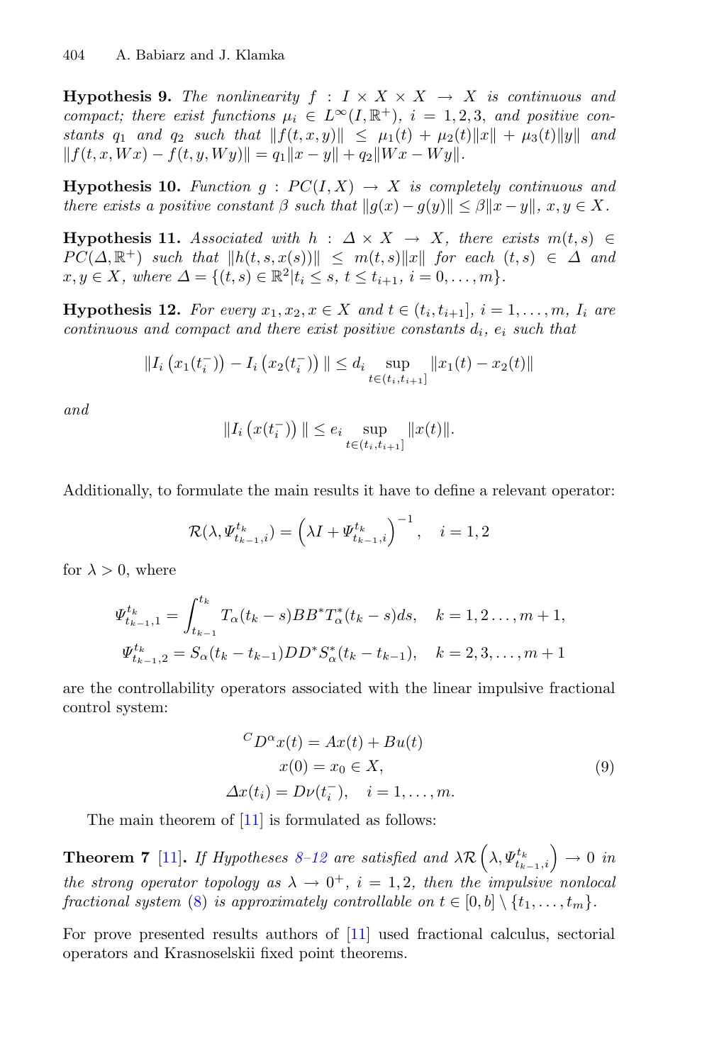**Hypothesis 9.** *The nonlinearity $f : I \times X \times X \to X$ is continuous and compact; there exist functions $\mu_i \in L^\infty(I, \mathbb{R}^+)$, $i = 1, 2, 3$, and positive constants $q_1$ and $q_2$ such that $\|f(t, x, y)\| \leq \mu_1(t) + \mu_2(t)\|x\| + \mu_3(t)\|y\|$ and $\|f(t, x, Wx) - f(t, y, Wy)\| = q_1\|x - y\| + q_2\|Wx - Wy\|$.*

**Hypothesis 10.** *Function $g : PC(I, X) \to X$ is completely continuous and there exists a positive constant $\beta$ such that $\|g(x) - g(y)\| \leq \beta\|x - y\|$, $x, y \in X$.*

**Hypothesis 11.** *Associated with $h : \Delta \times X \to X$, there exists $m(t, s) \in PC(\Delta, \mathbb{R}^+)$ such that $\|h(t, s, x(s))\| \leq m(t, s)\|x\|$ for each $(t, s) \in \Delta$ and $x, y \in X$, where $\Delta = \{(t, s) \in \mathbb{R}^2 | t_i \leq s,\ t \leq t_{i+1},\ i = 0, \ldots, m\}$.*

**Hypothesis 12.** *For every $x_1, x_2, x \in X$ and $t \in (t_i, t_{i+1}]$, $i = 1, \ldots, m$, $I_i$ are continuous and compact and there exist positive constants $d_i$, $e_i$ such that*

$$\|I_i\left(x_1(t_i^-)\right) - I_i\left(x_2(t_i^-)\right)\| \leq d_i \sup_{t \in (t_i, t_{i+1}]} \|x_1(t) - x_2(t)\|$$

*and*

$$\|I_i\left(x(t_i^-)\right)\| \leq e_i \sup_{t \in (t_i, t_{i+1}]} \|x(t)\|.$$

Additionally, to formulate the main results it have to define a relevant operator:

$$\mathcal{R}(\lambda, \Psi_{t_{k-1},i}^{t_k}) = \left(\lambda I + \Psi_{t_{k-1},i}^{t_k}\right)^{-1}, \quad i = 1, 2$$

for $\lambda > 0$, where

$$\Psi_{t_{k-1},1}^{t_k} = \int_{t_{k-1}}^{t_k} T_\alpha(t_k - s)BB^* T_\alpha^*(t_k - s) ds, \quad k = 1, 2 \ldots, m + 1,$$

$$\Psi_{t_{k-1},2}^{t_k} = S_\alpha(t_k - t_{k-1})DD^* S_\alpha^*(t_k - t_{k-1}), \quad k = 2, 3, \ldots, m + 1$$

are the controllability operators associated with the linear impulsive fractional control system:

$$\begin{aligned} {}^C D^\alpha x(t) &= Ax(t) + Bu(t) \\ x(0) &= x_0 \in X, \\ \Delta x(t_i) &= D\nu(t_i^-), \quad i = 1, \ldots, m. \end{aligned} \tag{9}$$

The main theorem of [11] is formulated as follows:

**Theorem 7** [11]**.** *If Hypotheses 8–12 are satisfied and $\lambda \mathcal{R}\left(\lambda, \Psi_{t_{k-1},i}^{t_k}\right) \to 0$ in the strong operator topology as $\lambda \to 0^+$, $i = 1, 2$, then the impulsive nonlocal fractional system (8) is approximately controllable on $t \in [0, b] \setminus \{t_1, \ldots, t_m\}$.*

For prove presented results authors of [11] used fractional calculus, sectorial operators and Krasnoselskii fixed point theorems.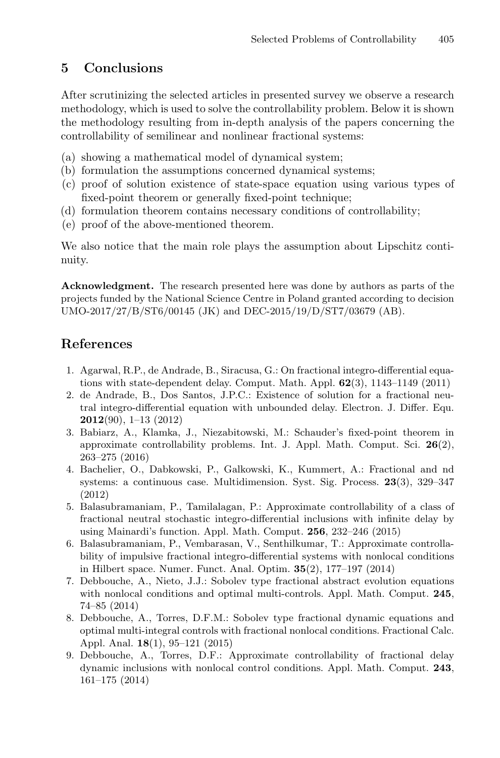## 5 Conclusions

After scrutinizing the selected articles in presented survey we observe a research methodology, which is used to solve the controllability problem. Below it is shown the methodology resulting from in-depth analysis of the papers concerning the controllability of semilinear and nonlinear fractional systems:

(a) showing a mathematical model of dynamical system;
(b) formulation the assumptions concerned dynamical systems;
(c) proof of solution existence of state-space equation using various types of fixed-point theorem or generally fixed-point technique;
(d) formulation theorem contains necessary conditions of controllability;
(e) proof of the above-mentioned theorem.

We also notice that the main role plays the assumption about Lipschitz continuity.

**Acknowledgment.** The research presented here was done by authors as parts of the projects funded by the National Science Centre in Poland granted according to decision UMO-2017/27/B/ST6/00145 (JK) and DEC-2015/19/D/ST7/03679 (AB).

## References

1. Agarwal, R.P., de Andrade, B., Siracusa, G.: On fractional integro-differential equations with state-dependent delay. Comput. Math. Appl. **62**(3), 1143–1149 (2011)
2. de Andrade, B., Dos Santos, J.P.C.: Existence of solution for a fractional neutral integro-differential equation with unbounded delay. Electron. J. Differ. Equ. **2012**(90), 1–13 (2012)
3. Babiarz, A., Klamka, J., Niezabitowski, M.: Schauder's fixed-point theorem in approximate controllability problems. Int. J. Appl. Math. Comput. Sci. **26**(2), 263–275 (2016)
4. Bachelier, O., Dabkowski, P., Galkowski, K., Kummert, A.: Fractional and nd systems: a continuous case. Multidimension. Syst. Sig. Process. **23**(3), 329–347 (2012)
5. Balasubramaniam, P., Tamilalagan, P.: Approximate controllability of a class of fractional neutral stochastic integro-differential inclusions with infinite delay by using Mainardi's function. Appl. Math. Comput. **256**, 232–246 (2015)
6. Balasubramaniam, P., Vembarasan, V., Senthilkumar, T.: Approximate controllability of impulsive fractional integro-differential systems with nonlocal conditions in Hilbert space. Numer. Funct. Anal. Optim. **35**(2), 177–197 (2014)
7. Debbouche, A., Nieto, J.J.: Sobolev type fractional abstract evolution equations with nonlocal conditions and optimal multi-controls. Appl. Math. Comput. **245**, 74–85 (2014)
8. Debbouche, A., Torres, D.F.M.: Sobolev type fractional dynamic equations and optimal multi-integral controls with fractional nonlocal conditions. Fractional Calc. Appl. Anal. **18**(1), 95–121 (2015)
9. Debbouche, A., Torres, D.F.: Approximate controllability of fractional delay dynamic inclusions with nonlocal control conditions. Appl. Math. Comput. **243**, 161–175 (2014)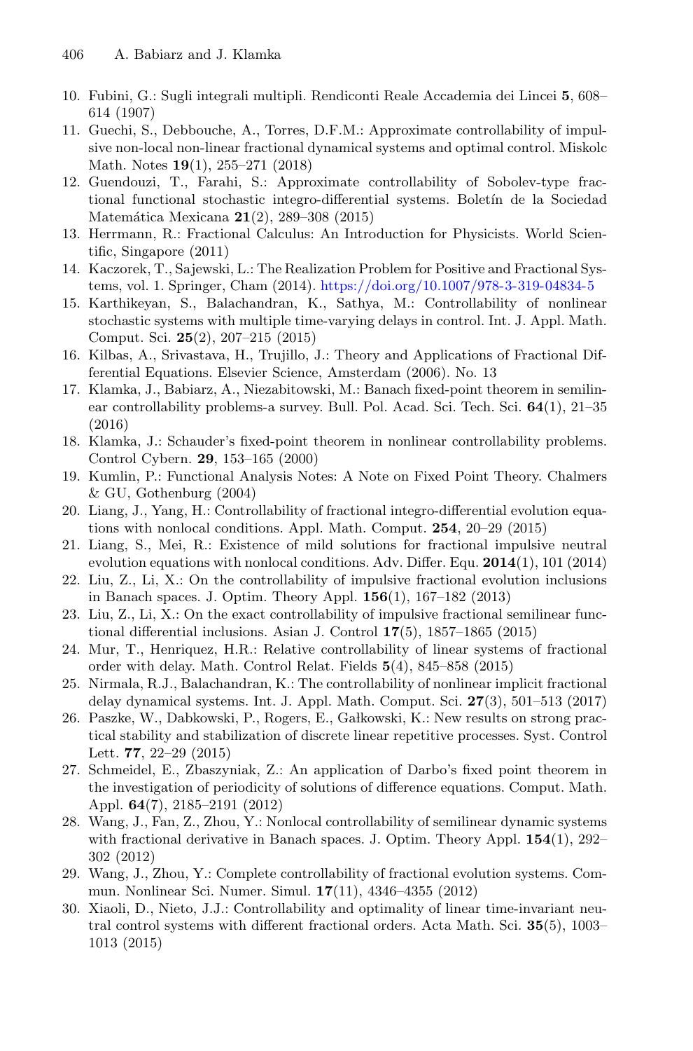10. Fubini, G.: Sugli integrali multipli. Rendiconti Reale Accademia dei Lincei **5**, 608–614 (1907)
11. Guechi, S., Debbouche, A., Torres, D.F.M.: Approximate controllability of impulsive non-local non-linear fractional dynamical systems and optimal control. Miskolc Math. Notes **19**(1), 255–271 (2018)
12. Guendouzi, T., Farahi, S.: Approximate controllability of Sobolev-type fractional functional stochastic integro-differential systems. Boletín de la Sociedad Matemática Mexicana **21**(2), 289–308 (2015)
13. Herrmann, R.: Fractional Calculus: An Introduction for Physicists. World Scientific, Singapore (2011)
14. Kaczorek, T., Sajewski, L.: The Realization Problem for Positive and Fractional Systems, vol. 1. Springer, Cham (2014). https://doi.org/10.1007/978-3-319-04834-5
15. Karthikeyan, S., Balachandran, K., Sathya, M.: Controllability of nonlinear stochastic systems with multiple time-varying delays in control. Int. J. Appl. Math. Comput. Sci. **25**(2), 207–215 (2015)
16. Kilbas, A., Srivastava, H., Trujillo, J.: Theory and Applications of Fractional Differential Equations. Elsevier Science, Amsterdam (2006). No. 13
17. Klamka, J., Babiarz, A., Niezabitowski, M.: Banach fixed-point theorem in semilinear controllability problems-a survey. Bull. Pol. Acad. Sci. Tech. Sci. **64**(1), 21–35 (2016)
18. Klamka, J.: Schauder's fixed-point theorem in nonlinear controllability problems. Control Cybern. **29**, 153–165 (2000)
19. Kumlin, P.: Functional Analysis Notes: A Note on Fixed Point Theory. Chalmers & GU, Gothenburg (2004)
20. Liang, J., Yang, H.: Controllability of fractional integro-differential evolution equations with nonlocal conditions. Appl. Math. Comput. **254**, 20–29 (2015)
21. Liang, S., Mei, R.: Existence of mild solutions for fractional impulsive neutral evolution equations with nonlocal conditions. Adv. Differ. Equ. **2014**(1), 101 (2014)
22. Liu, Z., Li, X.: On the controllability of impulsive fractional evolution inclusions in Banach spaces. J. Optim. Theory Appl. **156**(1), 167–182 (2013)
23. Liu, Z., Li, X.: On the exact controllability of impulsive fractional semilinear functional differential inclusions. Asian J. Control **17**(5), 1857–1865 (2015)
24. Mur, T., Henriquez, H.R.: Relative controllability of linear systems of fractional order with delay. Math. Control Relat. Fields **5**(4), 845–858 (2015)
25. Nirmala, R.J., Balachandran, K.: The controllability of nonlinear implicit fractional delay dynamical systems. Int. J. Appl. Math. Comput. Sci. **27**(3), 501–513 (2017)
26. Paszke, W., Dabkowski, P., Rogers, E., Gałkowski, K.: New results on strong practical stability and stabilization of discrete linear repetitive processes. Syst. Control Lett. **77**, 22–29 (2015)
27. Schmeidel, E., Zbaszyniak, Z.: An application of Darbo's fixed point theorem in the investigation of periodicity of solutions of difference equations. Comput. Math. Appl. **64**(7), 2185–2191 (2012)
28. Wang, J., Fan, Z., Zhou, Y.: Nonlocal controllability of semilinear dynamic systems with fractional derivative in Banach spaces. J. Optim. Theory Appl. **154**(1), 292–302 (2012)
29. Wang, J., Zhou, Y.: Complete controllability of fractional evolution systems. Commun. Nonlinear Sci. Numer. Simul. **17**(11), 4346–4355 (2012)
30. Xiaoli, D., Nieto, J.J.: Controllability and optimality of linear time-invariant neutral control systems with different fractional orders. Acta Math. Sci. **35**(5), 1003–1013 (2015)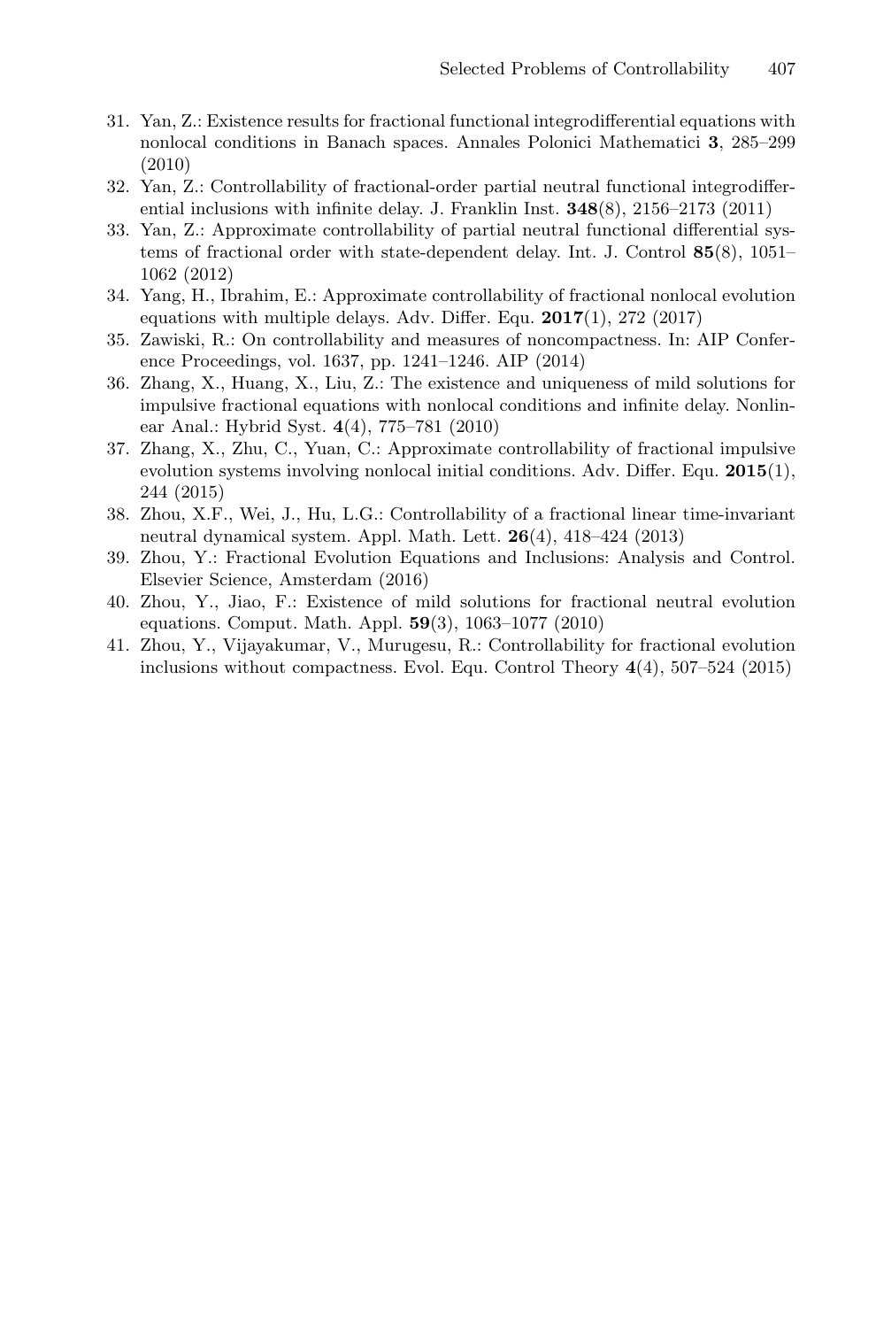31. Yan, Z.: Existence results for fractional functional integrodifferential equations with nonlocal conditions in Banach spaces. Annales Polonici Mathematici **3**, 285–299 (2010)
32. Yan, Z.: Controllability of fractional-order partial neutral functional integrodifferential inclusions with infinite delay. J. Franklin Inst. **348**(8), 2156–2173 (2011)
33. Yan, Z.: Approximate controllability of partial neutral functional differential systems of fractional order with state-dependent delay. Int. J. Control **85**(8), 1051–1062 (2012)
34. Yang, H., Ibrahim, E.: Approximate controllability of fractional nonlocal evolution equations with multiple delays. Adv. Differ. Equ. **2017**(1), 272 (2017)
35. Zawiski, R.: On controllability and measures of noncompactness. In: AIP Conference Proceedings, vol. 1637, pp. 1241–1246. AIP (2014)
36. Zhang, X., Huang, X., Liu, Z.: The existence and uniqueness of mild solutions for impulsive fractional equations with nonlocal conditions and infinite delay. Nonlinear Anal.: Hybrid Syst. **4**(4), 775–781 (2010)
37. Zhang, X., Zhu, C., Yuan, C.: Approximate controllability of fractional impulsive evolution systems involving nonlocal initial conditions. Adv. Differ. Equ. **2015**(1), 244 (2015)
38. Zhou, X.F., Wei, J., Hu, L.G.: Controllability of a fractional linear time-invariant neutral dynamical system. Appl. Math. Lett. **26**(4), 418–424 (2013)
39. Zhou, Y.: Fractional Evolution Equations and Inclusions: Analysis and Control. Elsevier Science, Amsterdam (2016)
40. Zhou, Y., Jiao, F.: Existence of mild solutions for fractional neutral evolution equations. Comput. Math. Appl. **59**(3), 1063–1077 (2010)
41. Zhou, Y., Vijayakumar, V., Murugesu, R.: Controllability for fractional evolution inclusions without compactness. Evol. Equ. Control Theory **4**(4), 507–524 (2015)